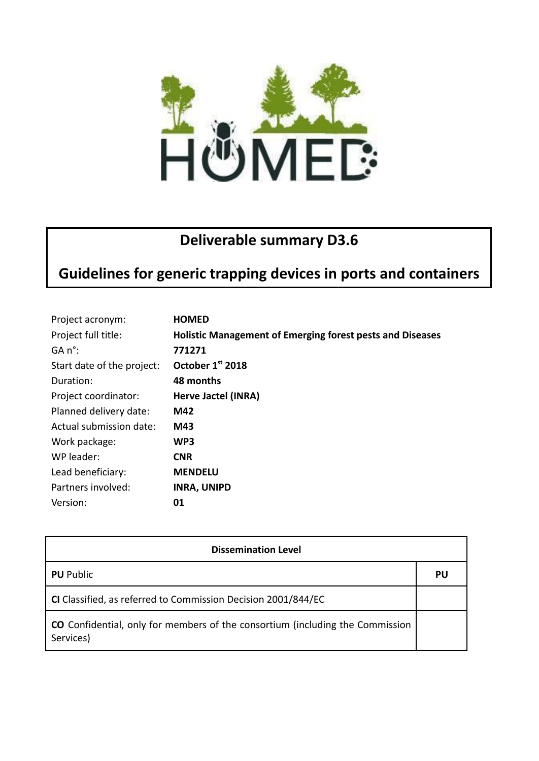# Deliverable summary D3.6

# Guidelines for generic trapping devices in ports and containers

| | |
|---|---|
| Project acronym: | **HOMED** |
| Project full title: | **Holistic Management of Emerging forest pests and Diseases** |
| GA n°: | **771271** |
| Start date of the project: | **October 1st 2018** |
| Duration: | **48 months** |
| Project coordinator: | **Herve Jactel (INRA)** |
| Planned delivery date: | **M42** |
| Actual submission date: | **M43** |
| Work package: | **WP3** |
| WP leader: | **CNR** |
| Lead beneficiary: | **MENDELU** |
| Partners involved: | **INRA, UNIPD** |
| Version: | **01** |

| Dissemination Level | |
|---|---|
| **PU** Public | **PU** |
| **CI** Classified, as referred to Commission Decision 2001/844/EC | |
| **CO** Confidential, only for members of the consortium (including the Commission Services) | |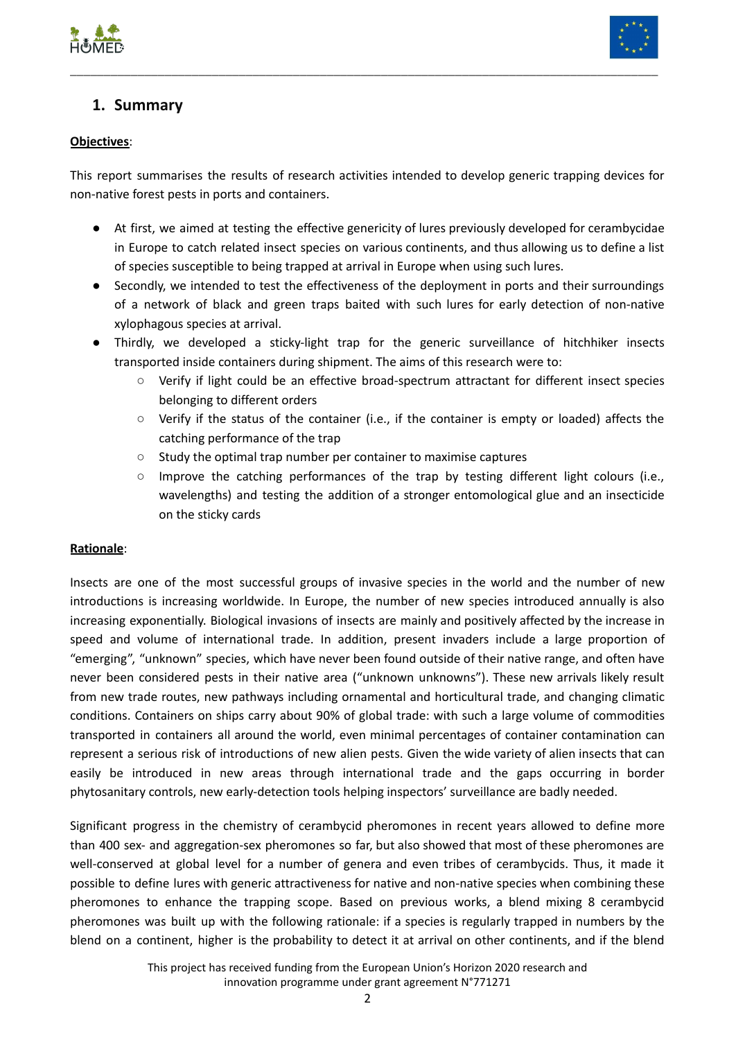## 1. Summary

**Objectives**:

This report summarises the results of research activities intended to develop generic trapping devices for non-native forest pests in ports and containers.

- At first, we aimed at testing the effective genericity of lures previously developed for cerambycidae in Europe to catch related insect species on various continents, and thus allowing us to define a list of species susceptible to being trapped at arrival in Europe when using such lures.
- Secondly, we intended to test the effectiveness of the deployment in ports and their surroundings of a network of black and green traps baited with such lures for early detection of non-native xylophagous species at arrival.
- Thirdly, we developed a sticky-light trap for the generic surveillance of hitchhiker insects transported inside containers during shipment. The aims of this research were to:
    - Verify if light could be an effective broad-spectrum attractant for different insect species belonging to different orders
    - Verify if the status of the container (i.e., if the container is empty or loaded) affects the catching performance of the trap
    - Study the optimal trap number per container to maximise captures
    - Improve the catching performances of the trap by testing different light colours (i.e., wavelengths) and testing the addition of a stronger entomological glue and an insecticide on the sticky cards

**Rationale**:

Insects are one of the most successful groups of invasive species in the world and the number of new introductions is increasing worldwide. In Europe, the number of new species introduced annually is also increasing exponentially. Biological invasions of insects are mainly and positively affected by the increase in speed and volume of international trade. In addition, present invaders include a large proportion of "emerging", "unknown" species, which have never been found outside of their native range, and often have never been considered pests in their native area ("unknown unknowns"). These new arrivals likely result from new trade routes, new pathways including ornamental and horticultural trade, and changing climatic conditions. Containers on ships carry about 90% of global trade: with such a large volume of commodities transported in containers all around the world, even minimal percentages of container contamination can represent a serious risk of introductions of new alien pests. Given the wide variety of alien insects that can easily be introduced in new areas through international trade and the gaps occurring in border phytosanitary controls, new early-detection tools helping inspectors' surveillance are badly needed.

Significant progress in the chemistry of cerambycid pheromones in recent years allowed to define more than 400 sex- and aggregation-sex pheromones so far, but also showed that most of these pheromones are well-conserved at global level for a number of genera and even tribes of cerambycids. Thus, it made it possible to define lures with generic attractiveness for native and non-native species when combining these pheromones to enhance the trapping scope. Based on previous works, a blend mixing 8 cerambycid pheromones was built up with the following rationale: if a species is regularly trapped in numbers by the blend on a continent, higher is the probability to detect it at arrival on other continents, and if the blend

This project has received funding from the European Union's Horizon 2020 research and innovation programme under grant agreement N°771271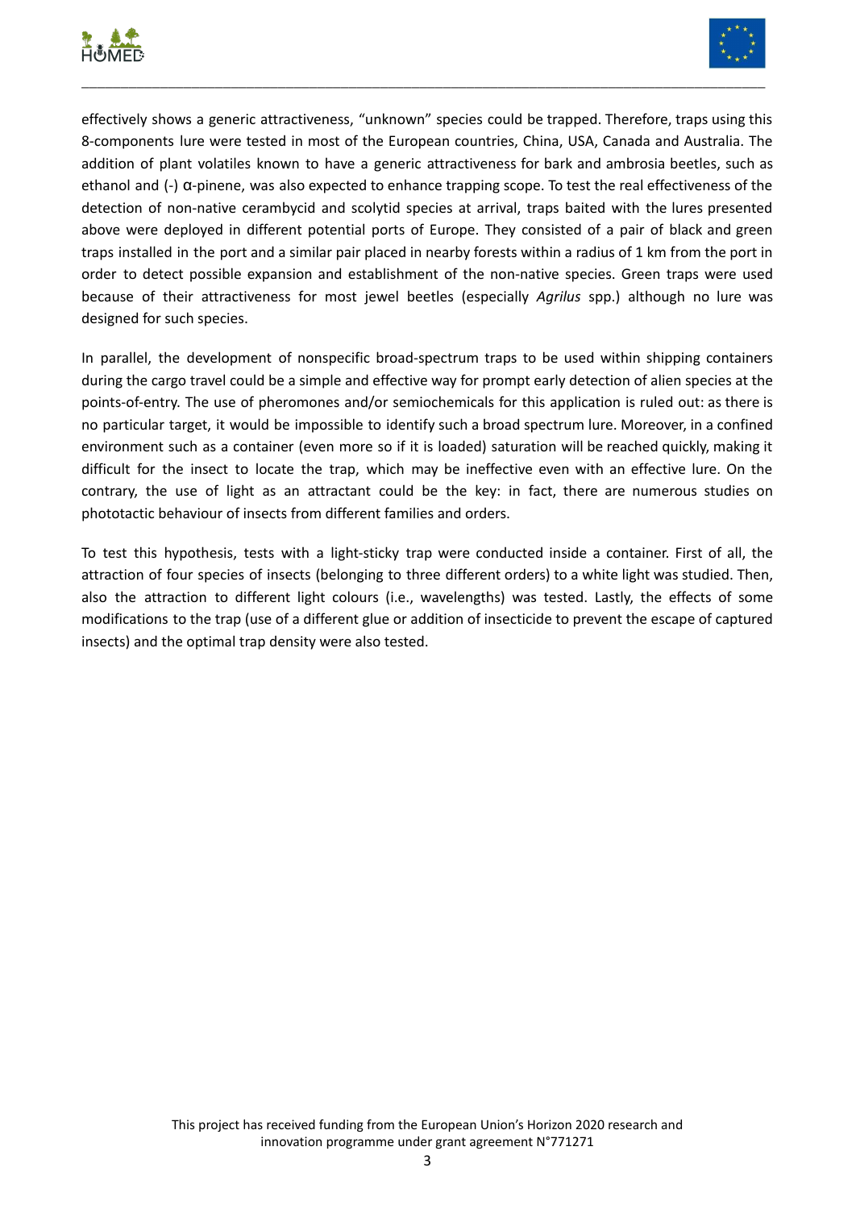effectively shows a generic attractiveness, “unknown” species could be trapped. Therefore, traps using this 8-components lure were tested in most of the European countries, China, USA, Canada and Australia. The addition of plant volatiles known to have a generic attractiveness for bark and ambrosia beetles, such as ethanol and (-) α-pinene, was also expected to enhance trapping scope. To test the real effectiveness of the detection of non-native cerambycid and scolytid species at arrival, traps baited with the lures presented above were deployed in different potential ports of Europe. They consisted of a pair of black and green traps installed in the port and a similar pair placed in nearby forests within a radius of 1 km from the port in order to detect possible expansion and establishment of the non-native species. Green traps were used because of their attractiveness for most jewel beetles (especially *Agrilus* spp.) although no lure was designed for such species.

In parallel, the development of nonspecific broad-spectrum traps to be used within shipping containers during the cargo travel could be a simple and effective way for prompt early detection of alien species at the points-of-entry. The use of pheromones and/or semiochemicals for this application is ruled out: as there is no particular target, it would be impossible to identify such a broad spectrum lure. Moreover, in a confined environment such as a container (even more so if it is loaded) saturation will be reached quickly, making it difficult for the insect to locate the trap, which may be ineffective even with an effective lure. On the contrary, the use of light as an attractant could be the key: in fact, there are numerous studies on phototactic behaviour of insects from different families and orders.

To test this hypothesis, tests with a light-sticky trap were conducted inside a container. First of all, the attraction of four species of insects (belonging to three different orders) to a white light was studied. Then, also the attraction to different light colours (i.e., wavelengths) was tested. Lastly, the effects of some modifications to the trap (use of a different glue or addition of insecticide to prevent the escape of captured insects) and the optimal trap density were also tested.